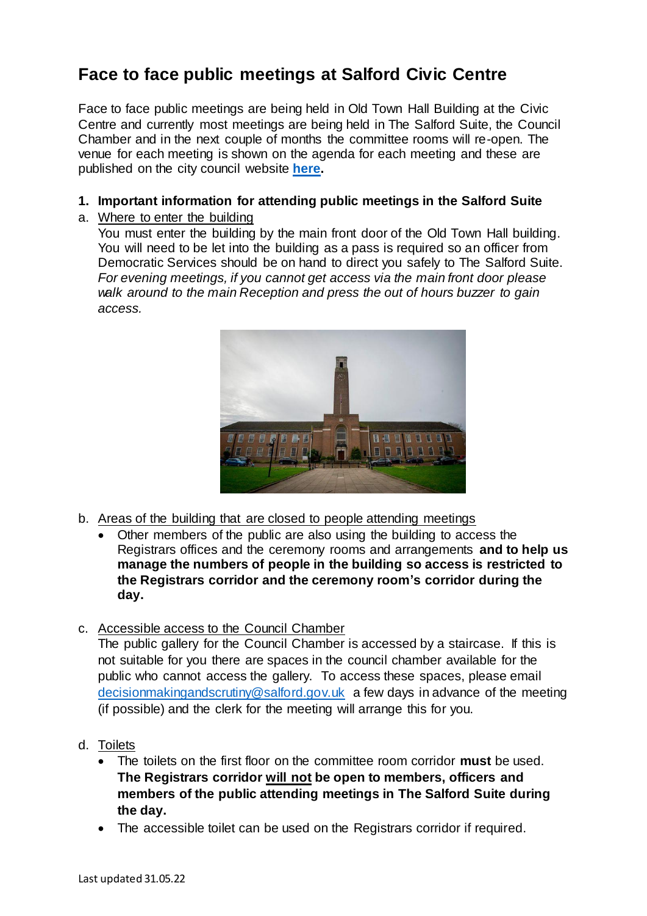# Face to face public meetings at Salford Civic Centre

Face to face public meetings are being held in Old Town Hall Building at the Civic Centre and currently most meetings are being held in The Salford Suite, the Council Chamber and in the next couple of months the committee rooms will re-open. The venue for each meeting is shown on the agenda for each meeting and these are published on the city council website **[here](#).**

**1. Important information for attending public meetings in the Salford Suite**

a. Where to enter the building

You must enter the building by the main front door of the Old Town Hall building. You will need to be let into the building as a pass is required so an officer from Democratic Services should be on hand to direct you safely to The Salford Suite. *For evening meetings, if you cannot get access via the main front door please walk around to the main Reception and press the out of hours buzzer to gain access.*

b. Areas of the building that are closed to people attending meetings

- Other members of the public are also using the building to access the Registrars offices and the ceremony rooms and arrangements **and to help us manage the numbers of people in the building so access is restricted to the Registrars corridor and the ceremony room's corridor during the day.**

c. Accessible access to the Council Chamber

The public gallery for the Council Chamber is accessed by a staircase. If this is not suitable for you there are spaces in the council chamber available for the public who cannot access the gallery. To access these spaces, please email decisionmakingandscrutiny@salford.gov.uk a few days in advance of the meeting (if possible) and the clerk for the meeting will arrange this for you.

d. Toilets

- The toilets on the first floor on the committee room corridor **must** be used. **The Registrars corridor will not be open to members, officers and members of the public attending meetings in The Salford Suite during the day.**
- The accessible toilet can be used on the Registrars corridor if required.

Last updated 31.05.22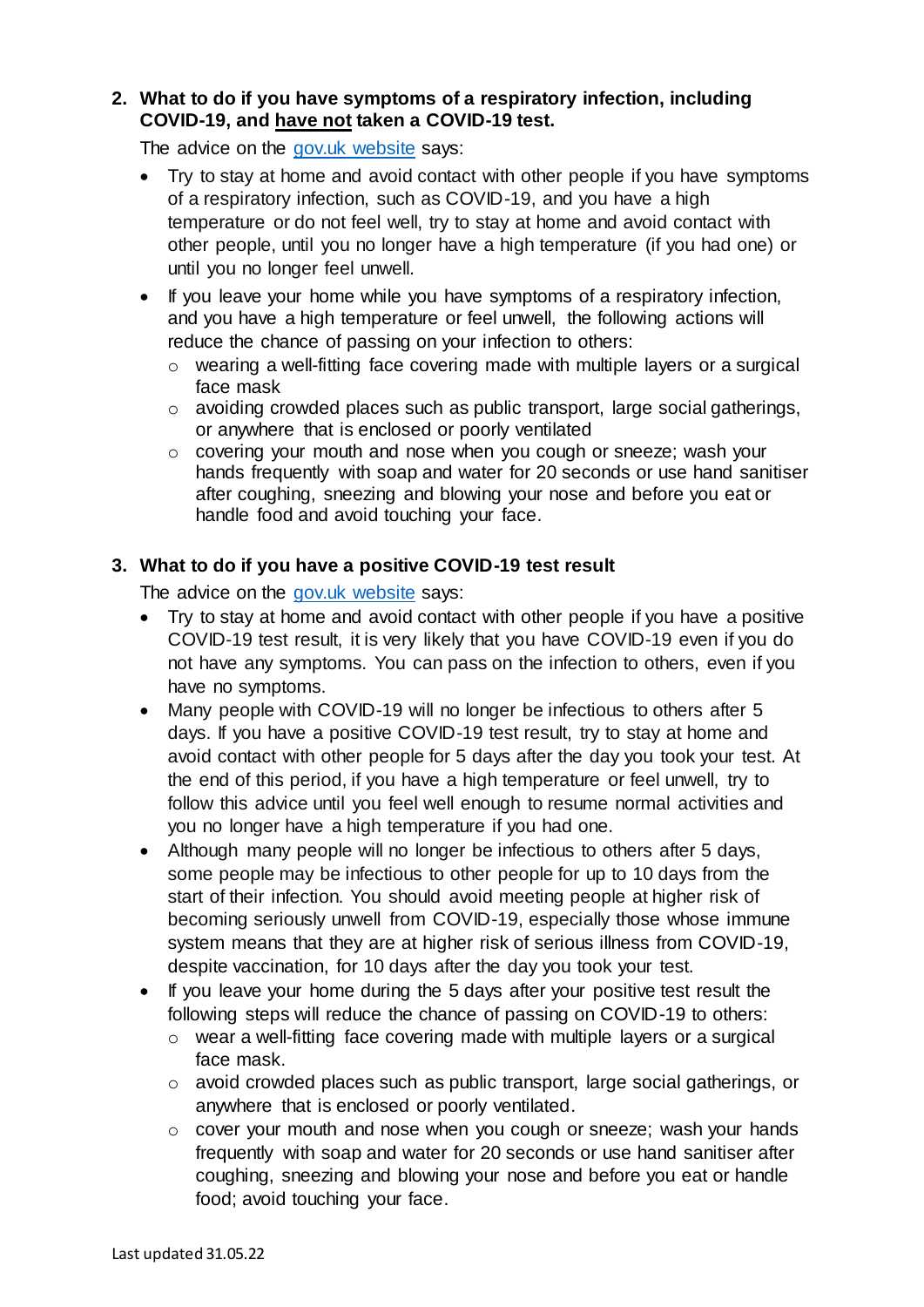2. **What to do if you have symptoms of a respiratory infection, including COVID-19, and <u>have not</u> taken a COVID-19 test.**

   The advice on the [gov.uk website](gov.uk website) says:

   - Try to stay at home and avoid contact with other people if you have symptoms of a respiratory infection, such as COVID-19, and you have a high temperature or do not feel well, try to stay at home and avoid contact with other people, until you no longer have a high temperature (if you had one) or until you no longer feel unwell.
   - If you leave your home while you have symptoms of a respiratory infection, and you have a high temperature or feel unwell, the following actions will reduce the chance of passing on your infection to others:
     - wearing a well-fitting face covering made with multiple layers or a surgical face mask
     - avoiding crowded places such as public transport, large social gatherings, or anywhere that is enclosed or poorly ventilated
     - covering your mouth and nose when you cough or sneeze; wash your hands frequently with soap and water for 20 seconds or use hand sanitiser after coughing, sneezing and blowing your nose and before you eat or handle food and avoid touching your face.

3. **What to do if you have a positive COVID-19 test result**

   The advice on the [gov.uk website](gov.uk website) says:

   - Try to stay at home and avoid contact with other people if you have a positive COVID-19 test result, it is very likely that you have COVID-19 even if you do not have any symptoms. You can pass on the infection to others, even if you have no symptoms.
   - Many people with COVID-19 will no longer be infectious to others after 5 days. If you have a positive COVID-19 test result, try to stay at home and avoid contact with other people for 5 days after the day you took your test. At the end of this period, if you have a high temperature or feel unwell, try to follow this advice until you feel well enough to resume normal activities and you no longer have a high temperature if you had one.
   - Although many people will no longer be infectious to others after 5 days, some people may be infectious to other people for up to 10 days from the start of their infection. You should avoid meeting people at higher risk of becoming seriously unwell from COVID-19, especially those whose immune system means that they are at higher risk of serious illness from COVID-19, despite vaccination, for 10 days after the day you took your test.
   - If you leave your home during the 5 days after your positive test result the following steps will reduce the chance of passing on COVID-19 to others:
     - wear a well-fitting face covering made with multiple layers or a surgical face mask.
     - avoid crowded places such as public transport, large social gatherings, or anywhere that is enclosed or poorly ventilated.
     - cover your mouth and nose when you cough or sneeze; wash your hands frequently with soap and water for 20 seconds or use hand sanitiser after coughing, sneezing and blowing your nose and before you eat or handle food; avoid touching your face.

Last updated 31.05.22